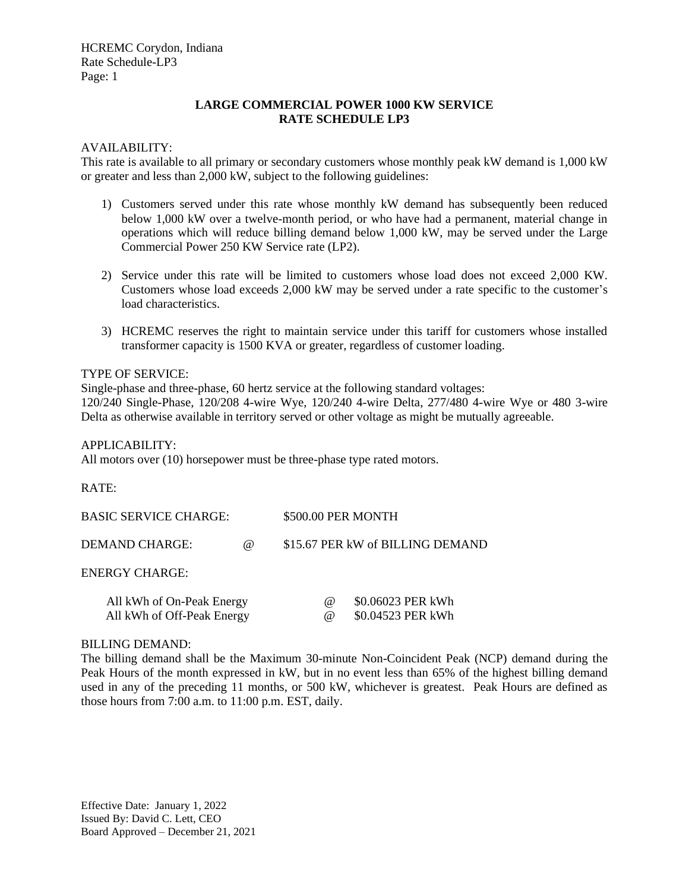HCREMC Corydon, Indiana
Rate Schedule-LP3

## LARGE COMMERCIAL POWER 1000 KW SERVICE
## RATE SCHEDULE LP3

AVAILABILITY:
This rate is available to all primary or secondary customers whose monthly peak kW demand is 1,000 kW or greater and less than 2,000 kW, subject to the following guidelines:

1) Customers served under this rate whose monthly kW demand has subsequently been reduced below 1,000 kW over a twelve-month period, or who have had a permanent, material change in operations which will reduce billing demand below 1,000 kW, may be served under the Large Commercial Power 250 KW Service rate (LP2).

2) Service under this rate will be limited to customers whose load does not exceed 2,000 KW. Customers whose load exceeds 2,000 kW may be served under a rate specific to the customer's load characteristics.

3) HCREMC reserves the right to maintain service under this tariff for customers whose installed transformer capacity is 1500 KVA or greater, regardless of customer loading.

TYPE OF SERVICE:
Single-phase and three-phase, 60 hertz service at the following standard voltages:
120/240 Single-Phase, 120/208 4-wire Wye, 120/240 4-wire Delta, 277/480 4-wire Wye or 480 3-wire Delta as otherwise available in territory served or other voltage as might be mutually agreeable.

APPLICABILITY:
All motors over (10) horsepower must be three-phase type rated motors.

RATE:

BASIC SERVICE CHARGE: $500.00 PER MONTH

DEMAND CHARGE: @ $15.67 PER kW of BILLING DEMAND

ENERGY CHARGE:

| | | |
|---|---|---|
| All kWh of On-Peak Energy | @ | $0.06023 PER kWh |
| All kWh of Off-Peak Energy | @ | $0.04523 PER kWh |

BILLING DEMAND:
The billing demand shall be the Maximum 30-minute Non-Coincident Peak (NCP) demand during the Peak Hours of the month expressed in kW, but in no event less than 65% of the highest billing demand used in any of the preceding 11 months, or 500 kW, whichever is greatest. Peak Hours are defined as those hours from 7:00 a.m. to 11:00 p.m. EST, daily.

Effective Date: January 1, 2022
Issued By: David C. Lett, CEO
Board Approved – December 21, 2021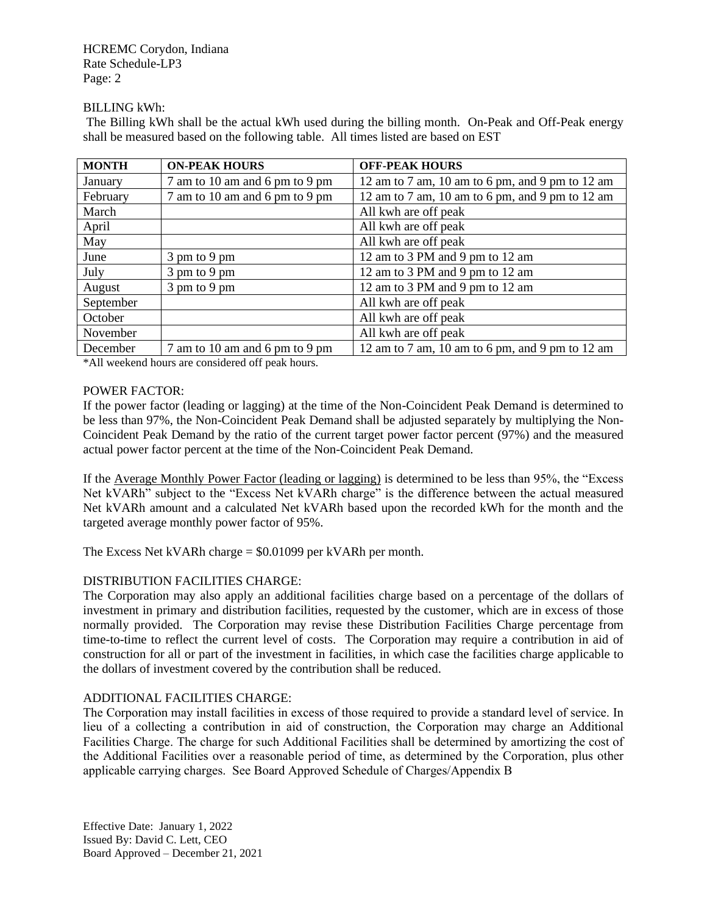BILLING kWh:

The Billing kWh shall be the actual kWh used during the billing month. On-Peak and Off-Peak energy shall be measured based on the following table. All times listed are based on EST

| MONTH | ON-PEAK HOURS | OFF-PEAK HOURS |
|---|---|---|
| January | 7 am to 10 am and 6 pm to 9 pm | 12 am to 7 am, 10 am to 6 pm, and 9 pm to 12 am |
| February | 7 am to 10 am and 6 pm to 9 pm | 12 am to 7 am, 10 am to 6 pm, and 9 pm to 12 am |
| March | | All kwh are off peak |
| April | | All kwh are off peak |
| May | | All kwh are off peak |
| June | 3 pm to 9 pm | 12 am to 3 PM and 9 pm to 12 am |
| July | 3 pm to 9 pm | 12 am to 3 PM and 9 pm to 12 am |
| August | 3 pm to 9 pm | 12 am to 3 PM and 9 pm to 12 am |
| September | | All kwh are off peak |
| October | | All kwh are off peak |
| November | | All kwh are off peak |
| December | 7 am to 10 am and 6 pm to 9 pm | 12 am to 7 am, 10 am to 6 pm, and 9 pm to 12 am |

*All weekend hours are considered off peak hours.

POWER FACTOR:

If the power factor (leading or lagging) at the time of the Non-Coincident Peak Demand is determined to be less than 97%, the Non-Coincident Peak Demand shall be adjusted separately by multiplying the Non-Coincident Peak Demand by the ratio of the current target power factor percent (97%) and the measured actual power factor percent at the time of the Non-Coincident Peak Demand.

If the Average Monthly Power Factor (leading or lagging) is determined to be less than 95%, the "Excess Net kVARh" subject to the "Excess Net kVARh charge" is the difference between the actual measured Net kVARh amount and a calculated Net kVARh based upon the recorded kWh for the month and the targeted average monthly power factor of 95%.

The Excess Net kVARh charge = $0.01099 per kVARh per month.

DISTRIBUTION FACILITIES CHARGE:

The Corporation may also apply an additional facilities charge based on a percentage of the dollars of investment in primary and distribution facilities, requested by the customer, which are in excess of those normally provided. The Corporation may revise these Distribution Facilities Charge percentage from time-to-time to reflect the current level of costs. The Corporation may require a contribution in aid of construction for all or part of the investment in facilities, in which case the facilities charge applicable to the dollars of investment covered by the contribution shall be reduced.

ADDITIONAL FACILITIES CHARGE:

The Corporation may install facilities in excess of those required to provide a standard level of service. In lieu of a collecting a contribution in aid of construction, the Corporation may charge an Additional Facilities Charge. The charge for such Additional Facilities shall be determined by amortizing the cost of the Additional Facilities over a reasonable period of time, as determined by the Corporation, plus other applicable carrying charges. See Board Approved Schedule of Charges/Appendix B

Effective Date: January 1, 2022
Issued By: David C. Lett, CEO
Board Approved – December 21, 2021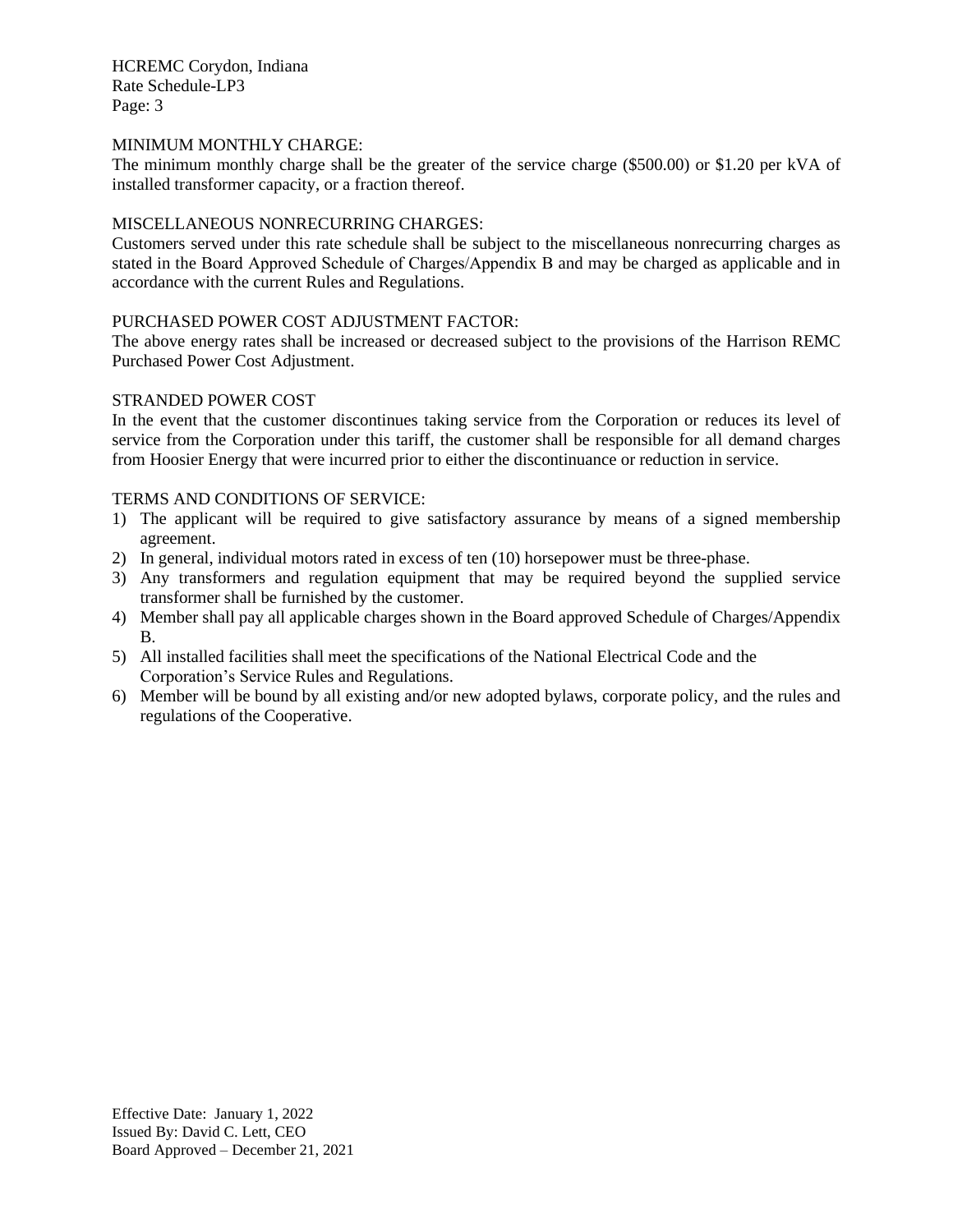MINIMUM MONTHLY CHARGE:

The minimum monthly charge shall be the greater of the service charge ($500.00) or $1.20 per kVA of installed transformer capacity, or a fraction thereof.

MISCELLANEOUS NONRECURRING CHARGES:

Customers served under this rate schedule shall be subject to the miscellaneous nonrecurring charges as stated in the Board Approved Schedule of Charges/Appendix B and may be charged as applicable and in accordance with the current Rules and Regulations.

PURCHASED POWER COST ADJUSTMENT FACTOR:

The above energy rates shall be increased or decreased subject to the provisions of the Harrison REMC Purchased Power Cost Adjustment.

STRANDED POWER COST

In the event that the customer discontinues taking service from the Corporation or reduces its level of service from the Corporation under this tariff, the customer shall be responsible for all demand charges from Hoosier Energy that were incurred prior to either the discontinuance or reduction in service.

TERMS AND CONDITIONS OF SERVICE:

1) The applicant will be required to give satisfactory assurance by means of a signed membership agreement.
2) In general, individual motors rated in excess of ten (10) horsepower must be three-phase.
3) Any transformers and regulation equipment that may be required beyond the supplied service transformer shall be furnished by the customer.
4) Member shall pay all applicable charges shown in the Board approved Schedule of Charges/Appendix B.
5) All installed facilities shall meet the specifications of the National Electrical Code and the Corporation's Service Rules and Regulations.
6) Member will be bound by all existing and/or new adopted bylaws, corporate policy, and the rules and regulations of the Cooperative.

Effective Date: January 1, 2022
Issued By: David C. Lett, CEO
Board Approved – December 21, 2021